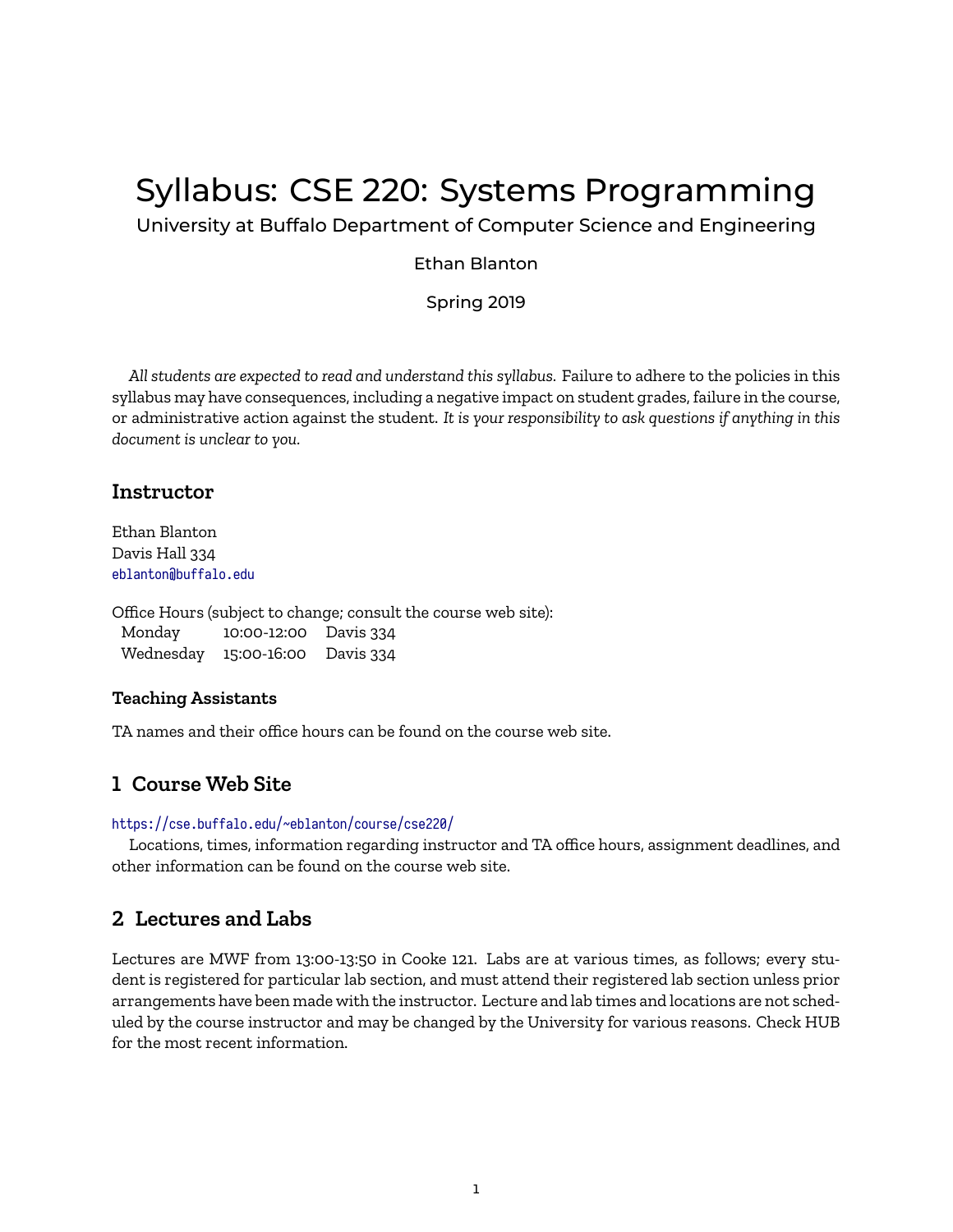# Syllabus: CSE 220: Systems Programming

University at Buffalo Department of Computer Science and Engineering

Ethan Blanton

Spring 2019

*All students are expected to read and understand this syllabus.* Failure to adhere to the policies in this syllabus may have consequences, including a negative impact on student grades, failure in the course, or administrative action against the student. *It is your responsibility to ask questions if anything in this document is unclear to you.*

## Instructor

Ethan Blanton
Davis Hall 334
eblanton@buffalo.edu

Office Hours (subject to change; consult the course web site):

| | | |
|---|---|---|
| Monday | 10:00-12:00 | Davis 334 |
| Wednesday | 15:00-16:00 | Davis 334 |

### Teaching Assistants

TA names and their office hours can be found on the course web site.

## 1 Course Web Site

https://cse.buffalo.edu/~eblanton/course/cse220/

Locations, times, information regarding instructor and TA office hours, assignment deadlines, and other information can be found on the course web site.

## 2 Lectures and Labs

Lectures are MWF from 13:00-13:50 in Cooke 121. Labs are at various times, as follows; every student is registered for particular lab section, and must attend their registered lab section unless prior arrangements have been made with the instructor. Lecture and lab times and locations are not scheduled by the course instructor and may be changed by the University for various reasons. Check HUB for the most recent information.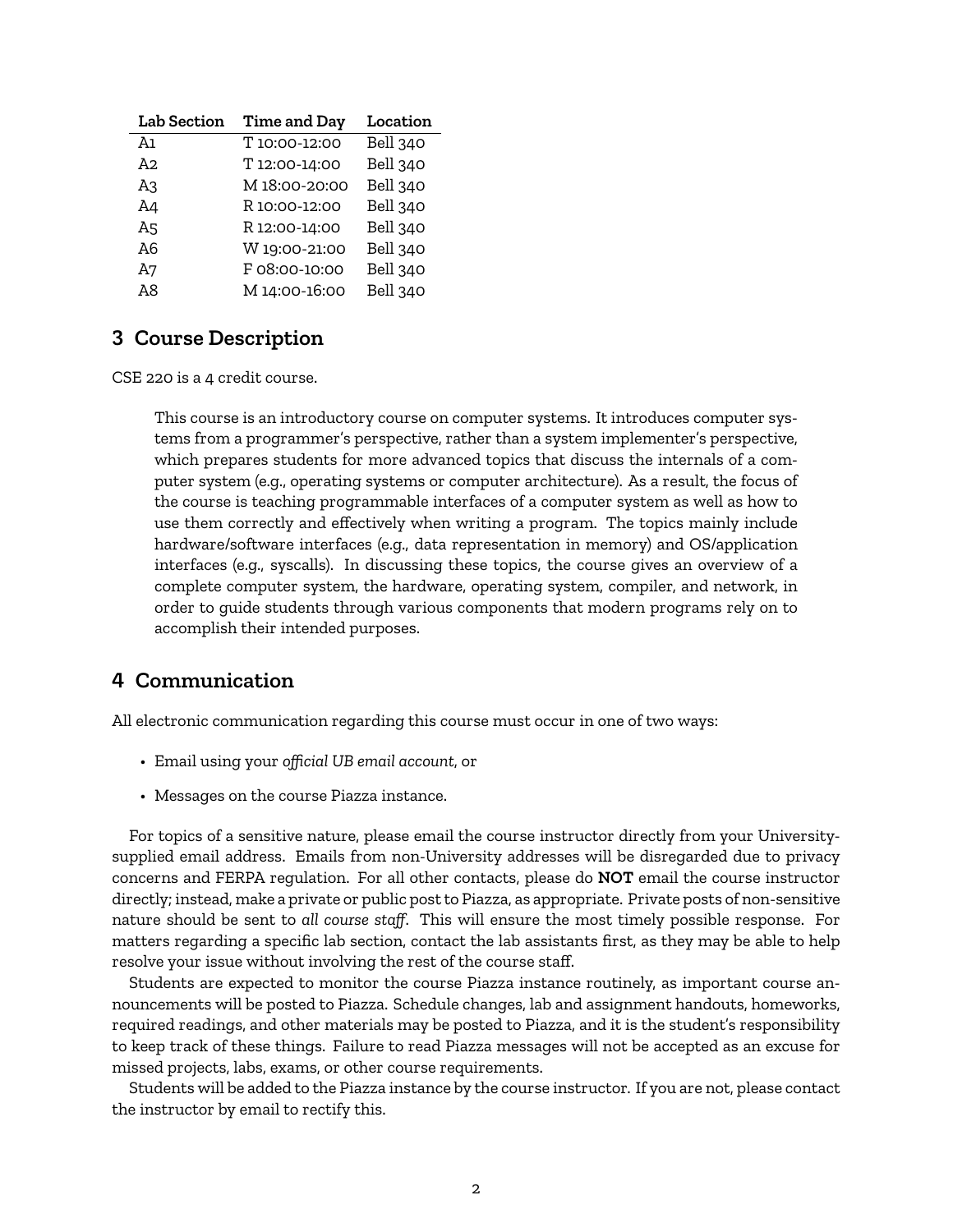| Lab Section | Time and Day | Location |
| --- | --- | --- |
| A1 | T 10:00-12:00 | Bell 340 |
| A2 | T 12:00-14:00 | Bell 340 |
| A3 | M 18:00-20:00 | Bell 340 |
| A4 | R 10:00-12:00 | Bell 340 |
| A5 | R 12:00-14:00 | Bell 340 |
| A6 | W 19:00-21:00 | Bell 340 |
| A7 | F 08:00-10:00 | Bell 340 |
| A8 | M 14:00-16:00 | Bell 340 |

## 3 Course Description

CSE 220 is a 4 credit course.

> This course is an introductory course on computer systems. It introduces computer systems from a programmer's perspective, rather than a system implementer's perspective, which prepares students for more advanced topics that discuss the internals of a computer system (e.g., operating systems or computer architecture). As a result, the focus of the course is teaching programmable interfaces of a computer system as well as how to use them correctly and effectively when writing a program. The topics mainly include hardware/software interfaces (e.g., data representation in memory) and OS/application interfaces (e.g., syscalls). In discussing these topics, the course gives an overview of a complete computer system, the hardware, operating system, compiler, and network, in order to guide students through various components that modern programs rely on to accomplish their intended purposes.

## 4 Communication

All electronic communication regarding this course must occur in one of two ways:

- Email using your *official UB email account*, or
- Messages on the course Piazza instance.

For topics of a sensitive nature, please email the course instructor directly from your University-supplied email address. Emails from non-University addresses will be disregarded due to privacy concerns and FERPA regulation. For all other contacts, please do **NOT** email the course instructor directly; instead, make a private or public post to Piazza, as appropriate. Private posts of non-sensitive nature should be sent to *all course staff*. This will ensure the most timely possible response. For matters regarding a specific lab section, contact the lab assistants first, as they may be able to help resolve your issue without involving the rest of the course staff.

Students are expected to monitor the course Piazza instance routinely, as important course announcements will be posted to Piazza. Schedule changes, lab and assignment handouts, homeworks, required readings, and other materials may be posted to Piazza, and it is the student's responsibility to keep track of these things. Failure to read Piazza messages will not be accepted as an excuse for missed projects, labs, exams, or other course requirements.

Students will be added to the Piazza instance by the course instructor. If you are not, please contact the instructor by email to rectify this.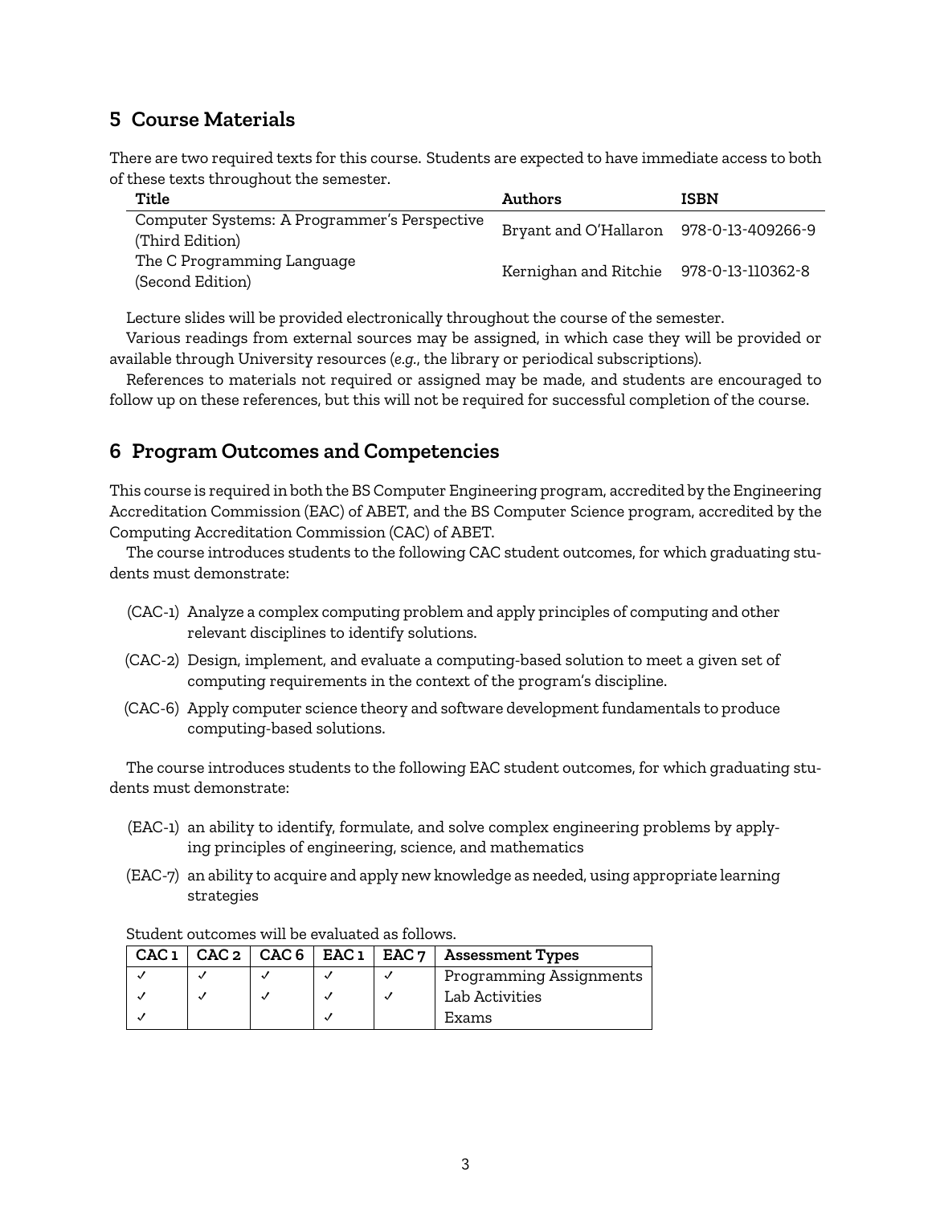## 5 Course Materials

There are two required texts for this course. Students are expected to have immediate access to both of these texts throughout the semester.

| Title | Authors | ISBN |
|---|---|---|
| Computer Systems: A Programmer's Perspective (Third Edition) | Bryant and O'Hallaron | 978-0-13-409266-9 |
| The C Programming Language (Second Edition) | Kernighan and Ritchie | 978-0-13-110362-8 |

Lecture slides will be provided electronically throughout the course of the semester.

Various readings from external sources may be assigned, in which case they will be provided or available through University resources (*e.g.*, the library or periodical subscriptions).

References to materials not required or assigned may be made, and students are encouraged to follow up on these references, but this will not be required for successful completion of the course.

## 6 Program Outcomes and Competencies

This course is required in both the BS Computer Engineering program, accredited by the Engineering Accreditation Commission (EAC) of ABET, and the BS Computer Science program, accredited by the Computing Accreditation Commission (CAC) of ABET.

The course introduces students to the following CAC student outcomes, for which graduating students must demonstrate:

- (CAC-1) Analyze a complex computing problem and apply principles of computing and other relevant disciplines to identify solutions.
- (CAC-2) Design, implement, and evaluate a computing-based solution to meet a given set of computing requirements in the context of the program's discipline.
- (CAC-6) Apply computer science theory and software development fundamentals to produce computing-based solutions.

The course introduces students to the following EAC student outcomes, for which graduating students must demonstrate:

- (EAC-1) an ability to identify, formulate, and solve complex engineering problems by applying principles of engineering, science, and mathematics
- (EAC-7) an ability to acquire and apply new knowledge as needed, using appropriate learning strategies

Student outcomes will be evaluated as follows.

| CAC 1 | CAC 2 | CAC 6 | EAC 1 | EAC 7 | Assessment Types |
|---|---|---|---|---|---|
| ✓ | ✓ | ✓ | ✓ | ✓ | Programming Assignments |
| ✓ | ✓ | ✓ | ✓ | ✓ | Lab Activities |
| ✓ | | | ✓ | | Exams |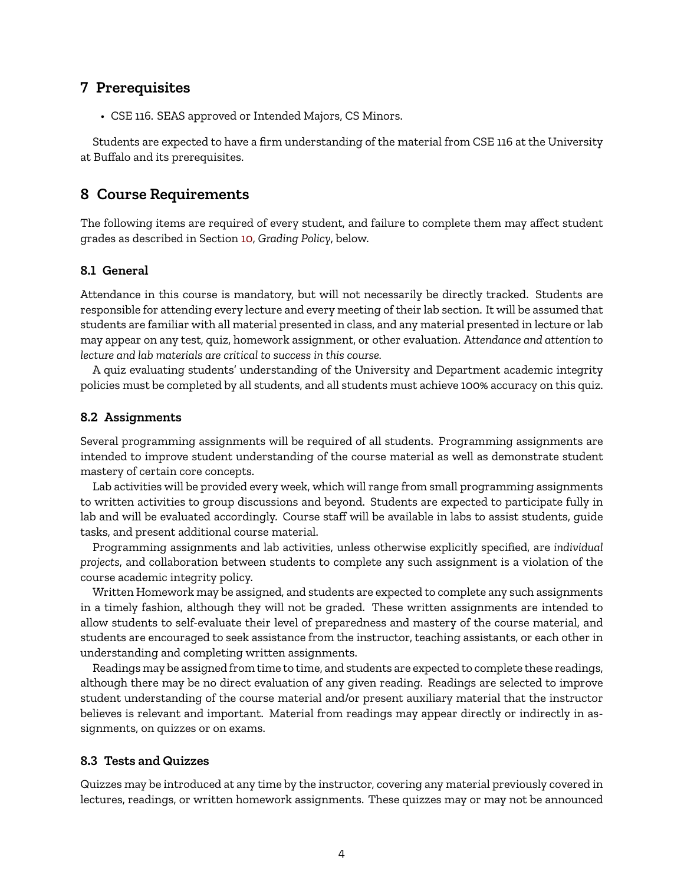## 7 Prerequisites

- CSE 116. SEAS approved or Intended Majors, CS Minors.

Students are expected to have a firm understanding of the material from CSE 116 at the University at Buffalo and its prerequisites.

## 8 Course Requirements

The following items are required of every student, and failure to complete them may affect student grades as described in Section 10, *Grading Policy*, below.

### 8.1 General

Attendance in this course is mandatory, but will not necessarily be directly tracked. Students are responsible for attending every lecture and every meeting of their lab section. It will be assumed that students are familiar with all material presented in class, and any material presented in lecture or lab may appear on any test, quiz, homework assignment, or other evaluation. *Attendance and attention to lecture and lab materials are critical to success in this course.*

A quiz evaluating students' understanding of the University and Department academic integrity policies must be completed by all students, and all students must achieve 100% accuracy on this quiz.

### 8.2 Assignments

Several programming assignments will be required of all students. Programming assignments are intended to improve student understanding of the course material as well as demonstrate student mastery of certain core concepts.

Lab activities will be provided every week, which will range from small programming assignments to written activities to group discussions and beyond. Students are expected to participate fully in lab and will be evaluated accordingly. Course staff will be available in labs to assist students, guide tasks, and present additional course material.

Programming assignments and lab activities, unless otherwise explicitly specified, are *individual projects*, and collaboration between students to complete any such assignment is a violation of the course academic integrity policy.

Written Homework may be assigned, and students are expected to complete any such assignments in a timely fashion, although they will not be graded. These written assignments are intended to allow students to self-evaluate their level of preparedness and mastery of the course material, and students are encouraged to seek assistance from the instructor, teaching assistants, or each other in understanding and completing written assignments.

Readings may be assigned from time to time, and students are expected to complete these readings, although there may be no direct evaluation of any given reading. Readings are selected to improve student understanding of the course material and/or present auxiliary material that the instructor believes is relevant and important. Material from readings may appear directly or indirectly in assignments, on quizzes or on exams.

### 8.3 Tests and Quizzes

Quizzes may be introduced at any time by the instructor, covering any material previously covered in lectures, readings, or written homework assignments. These quizzes may or may not be announced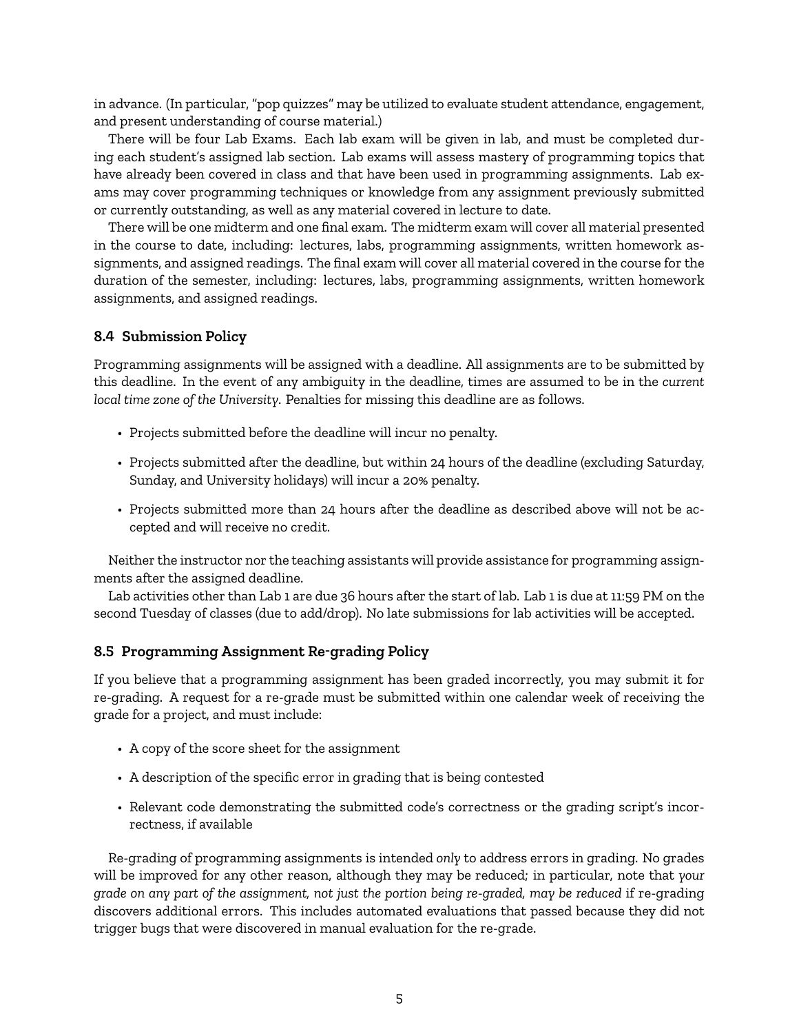in advance. (In particular, "pop quizzes" may be utilized to evaluate student attendance, engagement, and present understanding of course material.)

There will be four Lab Exams. Each lab exam will be given in lab, and must be completed during each student's assigned lab section. Lab exams will assess mastery of programming topics that have already been covered in class and that have been used in programming assignments. Lab exams may cover programming techniques or knowledge from any assignment previously submitted or currently outstanding, as well as any material covered in lecture to date.

There will be one midterm and one final exam. The midterm exam will cover all material presented in the course to date, including: lectures, labs, programming assignments, written homework assignments, and assigned readings. The final exam will cover all material covered in the course for the duration of the semester, including: lectures, labs, programming assignments, written homework assignments, and assigned readings.

### 8.4 Submission Policy

Programming assignments will be assigned with a deadline. All assignments are to be submitted by this deadline. In the event of any ambiguity in the deadline, times are assumed to be in the *current local time zone of the University*. Penalties for missing this deadline are as follows.

- Projects submitted before the deadline will incur no penalty.
- Projects submitted after the deadline, but within 24 hours of the deadline (excluding Saturday, Sunday, and University holidays) will incur a 20% penalty.
- Projects submitted more than 24 hours after the deadline as described above will not be accepted and will receive no credit.

Neither the instructor nor the teaching assistants will provide assistance for programming assignments after the assigned deadline.

Lab activities other than Lab 1 are due 36 hours after the start of lab. Lab 1 is due at 11:59 PM on the second Tuesday of classes (due to add/drop). No late submissions for lab activities will be accepted.

### 8.5 Programming Assignment Re-grading Policy

If you believe that a programming assignment has been graded incorrectly, you may submit it for re-grading. A request for a re-grade must be submitted within one calendar week of receiving the grade for a project, and must include:

- A copy of the score sheet for the assignment
- A description of the specific error in grading that is being contested
- Relevant code demonstrating the submitted code's correctness or the grading script's incorrectness, if available

Re-grading of programming assignments is intended *only* to address errors in grading. No grades will be improved for any other reason, although they may be reduced; in particular, note that *your grade on any part of the assignment, not just the portion being re-graded, may be reduced* if re-grading discovers additional errors. This includes automated evaluations that passed because they did not trigger bugs that were discovered in manual evaluation for the re-grade.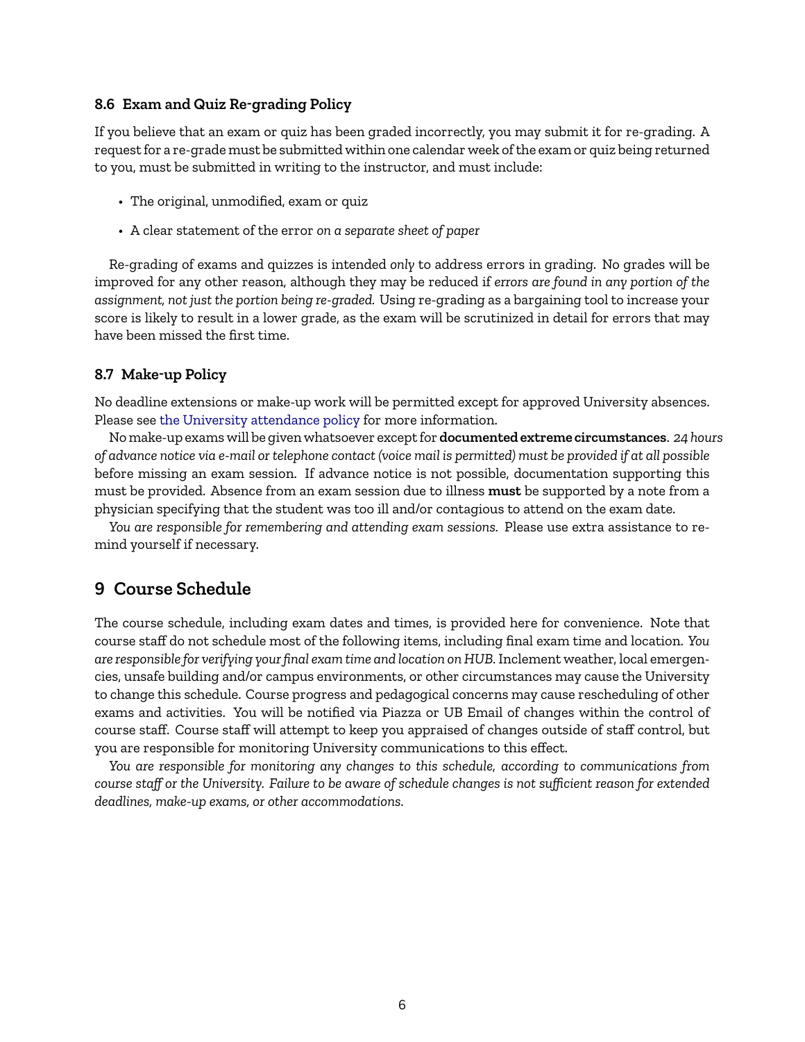### 8.6 Exam and Quiz Re-grading Policy

If you believe that an exam or quiz has been graded incorrectly, you may submit it for re-grading. A request for a re-grade must be submitted within one calendar week of the exam or quiz being returned to you, must be submitted in writing to the instructor, and must include:

- The original, unmodified, exam or quiz
- A clear statement of the error *on a separate sheet of paper*

Re-grading of exams and quizzes is intended *only* to address errors in grading. No grades will be improved for any other reason, although they may be reduced if *errors are found in any portion of the assignment, not just the portion being re-graded*. Using re-grading as a bargaining tool to increase your score is likely to result in a lower grade, as the exam will be scrutinized in detail for errors that may have been missed the first time.

### 8.7 Make-up Policy

No deadline extensions or make-up work will be permitted except for approved University absences. Please see the University attendance policy for more information.

No make-up exams will be given whatsoever except for **documented extreme circumstances**. *24 hours of advance notice via e-mail or telephone contact (voice mail is permitted) must be provided if at all possible* before missing an exam session. If advance notice is not possible, documentation supporting this must be provided. Absence from an exam session due to illness **must** be supported by a note from a physician specifying that the student was too ill and/or contagious to attend on the exam date.

*You are responsible for remembering and attending exam sessions.* Please use extra assistance to remind yourself if necessary.

## 9 Course Schedule

The course schedule, including exam dates and times, is provided here for convenience. Note that course staff do not schedule most of the following items, including final exam time and location. *You are responsible for verifying your final exam time and location on HUB.* Inclement weather, local emergencies, unsafe building and/or campus environments, or other circumstances may cause the University to change this schedule. Course progress and pedagogical concerns may cause rescheduling of other exams and activities. You will be notified via Piazza or UB Email of changes within the control of course staff. Course staff will attempt to keep you appraised of changes outside of staff control, but you are responsible for monitoring University communications to this effect.

*You are responsible for monitoring any changes to this schedule, according to communications from course staff or the University. Failure to be aware of schedule changes is not sufficient reason for extended deadlines, make-up exams, or other accommodations.*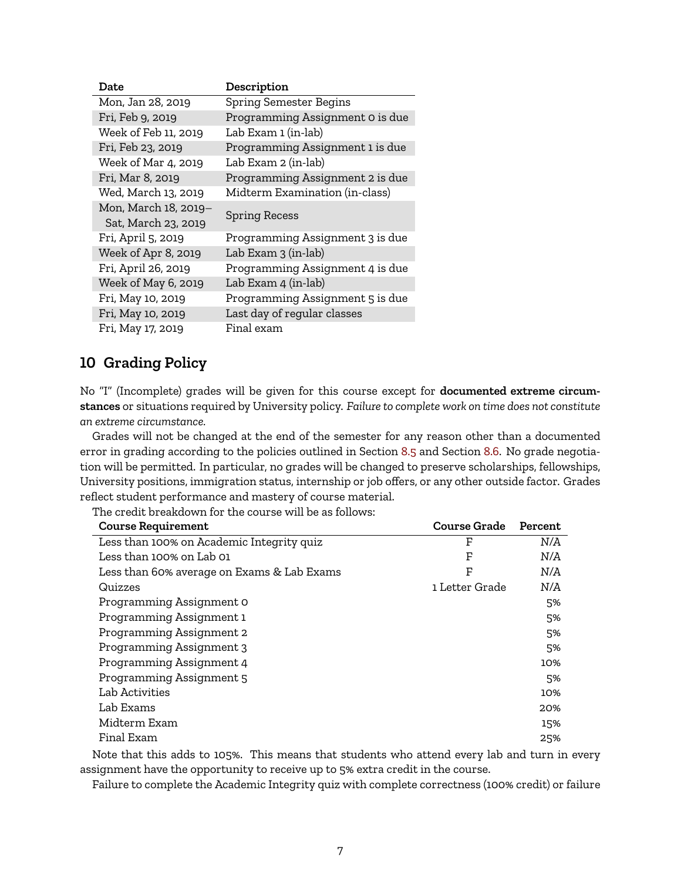| Date | Description |
|---|---|
| Mon, Jan 28, 2019 | Spring Semester Begins |
| Fri, Feb 9, 2019 | Programming Assignment 0 is due |
| Week of Feb 11, 2019 | Lab Exam 1 (in-lab) |
| Fri, Feb 23, 2019 | Programming Assignment 1 is due |
| Week of Mar 4, 2019 | Lab Exam 2 (in-lab) |
| Fri, Mar 8, 2019 | Programming Assignment 2 is due |
| Wed, March 13, 2019 | Midterm Examination (in-class) |
| Mon, March 18, 2019–Sat, March 23, 2019 | Spring Recess |
| Fri, April 5, 2019 | Programming Assignment 3 is due |
| Week of Apr 8, 2019 | Lab Exam 3 (in-lab) |
| Fri, April 26, 2019 | Programming Assignment 4 is due |
| Week of May 6, 2019 | Lab Exam 4 (in-lab) |
| Fri, May 10, 2019 | Programming Assignment 5 is due |
| Fri, May 10, 2019 | Last day of regular classes |
| Fri, May 17, 2019 | Final exam |

## 10 Grading Policy

No "I" (Incomplete) grades will be given for this course except for **documented extreme circumstances** or situations required by University policy. *Failure to complete work on time does not constitute an extreme circumstance.*

Grades will not be changed at the end of the semester for any reason other than a documented error in grading according to the policies outlined in Section 8.5 and Section 8.6. No grade negotiation will be permitted. In particular, no grades will be changed to preserve scholarships, fellowships, University positions, immigration status, internship or job offers, or any other outside factor. Grades reflect student performance and mastery of course material.

The credit breakdown for the course will be as follows:

| Course Requirement | Course Grade | Percent |
|---|---|---|
| Less than 100% on Academic Integrity quiz | F | N/A |
| Less than 100% on Lab 01 | F | N/A |
| Less than 60% average on Exams & Lab Exams | F | N/A |
| Quizzes | 1 Letter Grade | N/A |
| Programming Assignment 0 | | 5% |
| Programming Assignment 1 | | 5% |
| Programming Assignment 2 | | 5% |
| Programming Assignment 3 | | 5% |
| Programming Assignment 4 | | 10% |
| Programming Assignment 5 | | 5% |
| Lab Activities | | 10% |
| Lab Exams | | 20% |
| Midterm Exam | | 15% |
| Final Exam | | 25% |

Note that this adds to 105%. This means that students who attend every lab and turn in every assignment have the opportunity to receive up to 5% extra credit in the course.

Failure to complete the Academic Integrity quiz with complete correctness (100% credit) or failure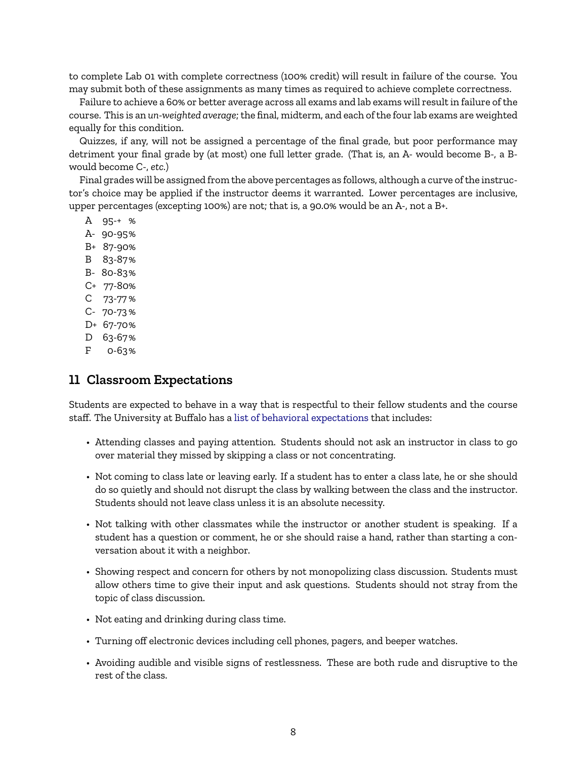to complete Lab 01 with complete correctness (100% credit) will result in failure of the course. You may submit both of these assignments as many times as required to achieve complete correctness.

Failure to achieve a 60% or better average across all exams and lab exams will result in failure of the course. This is an *un-weighted average*; the final, midterm, and each of the four lab exams are weighted equally for this condition.

Quizzes, if any, will not be assigned a percentage of the final grade, but poor performance may detriment your final grade by (at most) one full letter grade. (That is, an A- would become B-, a B- would become C-, *etc.*)

Final grades will be assigned from the above percentages as follows, although a curve of the instructor's choice may be applied if the instructor deems it warranted. Lower percentages are inclusive, upper percentages (excepting 100%) are not; that is, a 90.0% would be an A-, not a B+.

| | |
|---|---|
| A | 95-+ % |
| A- | 90-95% |
| B+ | 87-90% |
| B | 83-87% |
| B- | 80-83% |
| C+ | 77-80% |
| C | 73-77% |
| C- | 70-73% |
| D+ | 67-70% |
| D | 63-67% |
| F | 0-63% |

## 11 Classroom Expectations

Students are expected to behave in a way that is respectful to their fellow students and the course staff. The University at Buffalo has a list of behavioral expectations that includes:

- Attending classes and paying attention. Students should not ask an instructor in class to go over material they missed by skipping a class or not concentrating.
- Not coming to class late or leaving early. If a student has to enter a class late, he or she should do so quietly and should not disrupt the class by walking between the class and the instructor. Students should not leave class unless it is an absolute necessity.
- Not talking with other classmates while the instructor or another student is speaking. If a student has a question or comment, he or she should raise a hand, rather than starting a conversation about it with a neighbor.
- Showing respect and concern for others by not monopolizing class discussion. Students must allow others time to give their input and ask questions. Students should not stray from the topic of class discussion.
- Not eating and drinking during class time.
- Turning off electronic devices including cell phones, pagers, and beeper watches.
- Avoiding audible and visible signs of restlessness. These are both rude and disruptive to the rest of the class.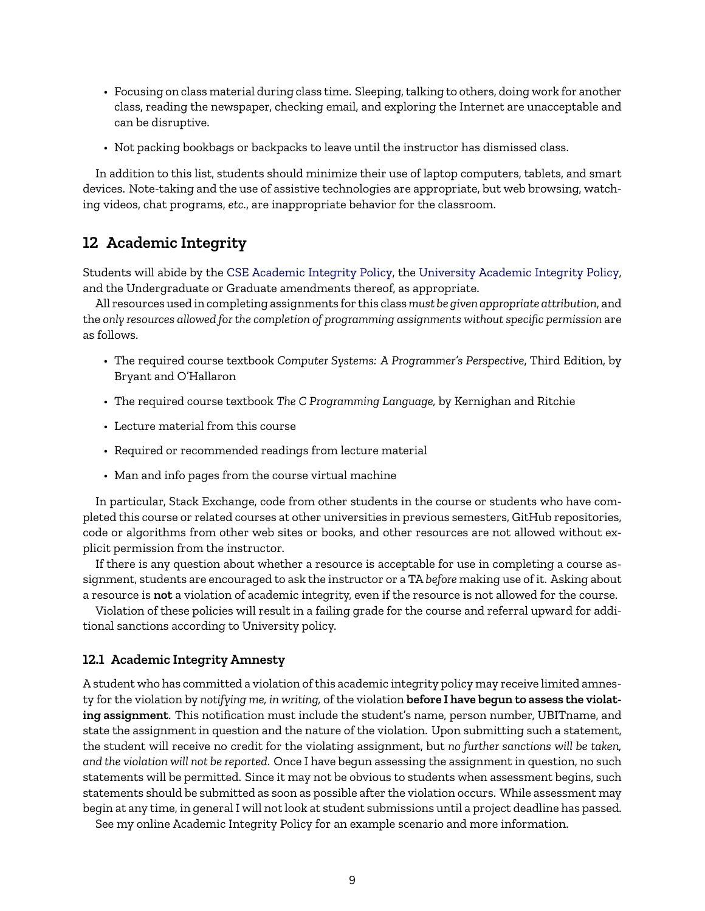- Focusing on class material during class time. Sleeping, talking to others, doing work for another class, reading the newspaper, checking email, and exploring the Internet are unacceptable and can be disruptive.
- Not packing bookbags or backpacks to leave until the instructor has dismissed class.

In addition to this list, students should minimize their use of laptop computers, tablets, and smart devices. Note-taking and the use of assistive technologies are appropriate, but web browsing, watching videos, chat programs, *etc.*, are inappropriate behavior for the classroom.

## 12 Academic Integrity

Students will abide by the CSE Academic Integrity Policy, the University Academic Integrity Policy, and the Undergraduate or Graduate amendments thereof, as appropriate.

All resources used in completing assignments for this class *must be given appropriate attribution*, and the *only resources allowed for the completion of programming assignments without specific permission* are as follows.

- The required course textbook *Computer Systems: A Programmer's Perspective*, Third Edition, by Bryant and O'Hallaron
- The required course textbook *The C Programming Language*, by Kernighan and Ritchie
- Lecture material from this course
- Required or recommended readings from lecture material
- Man and info pages from the course virtual machine

In particular, Stack Exchange, code from other students in the course or students who have completed this course or related courses at other universities in previous semesters, GitHub repositories, code or algorithms from other web sites or books, and other resources are not allowed without explicit permission from the instructor.

If there is any question about whether a resource is acceptable for use in completing a course assignment, students are encouraged to ask the instructor or a TA *before* making use of it. Asking about a resource is **not** a violation of academic integrity, even if the resource is not allowed for the course.

Violation of these policies will result in a failing grade for the course and referral upward for additional sanctions according to University policy.

### 12.1 Academic Integrity Amnesty

A student who has committed a violation of this academic integrity policy may receive limited amnesty for the violation by *notifying me, in writing,* of the violation **before I have begun to assess the violating assignment**. This notification must include the student's name, person number, UBITname, and state the assignment in question and the nature of the violation. Upon submitting such a statement, the student will receive no credit for the violating assignment, but *no further sanctions will be taken, and the violation will not be reported.* Once I have begun assessing the assignment in question, no such statements will be permitted. Since it may not be obvious to students when assessment begins, such statements should be submitted as soon as possible after the violation occurs. While assessment may begin at any time, in general I will not look at student submissions until a project deadline has passed.

See my online Academic Integrity Policy for an example scenario and more information.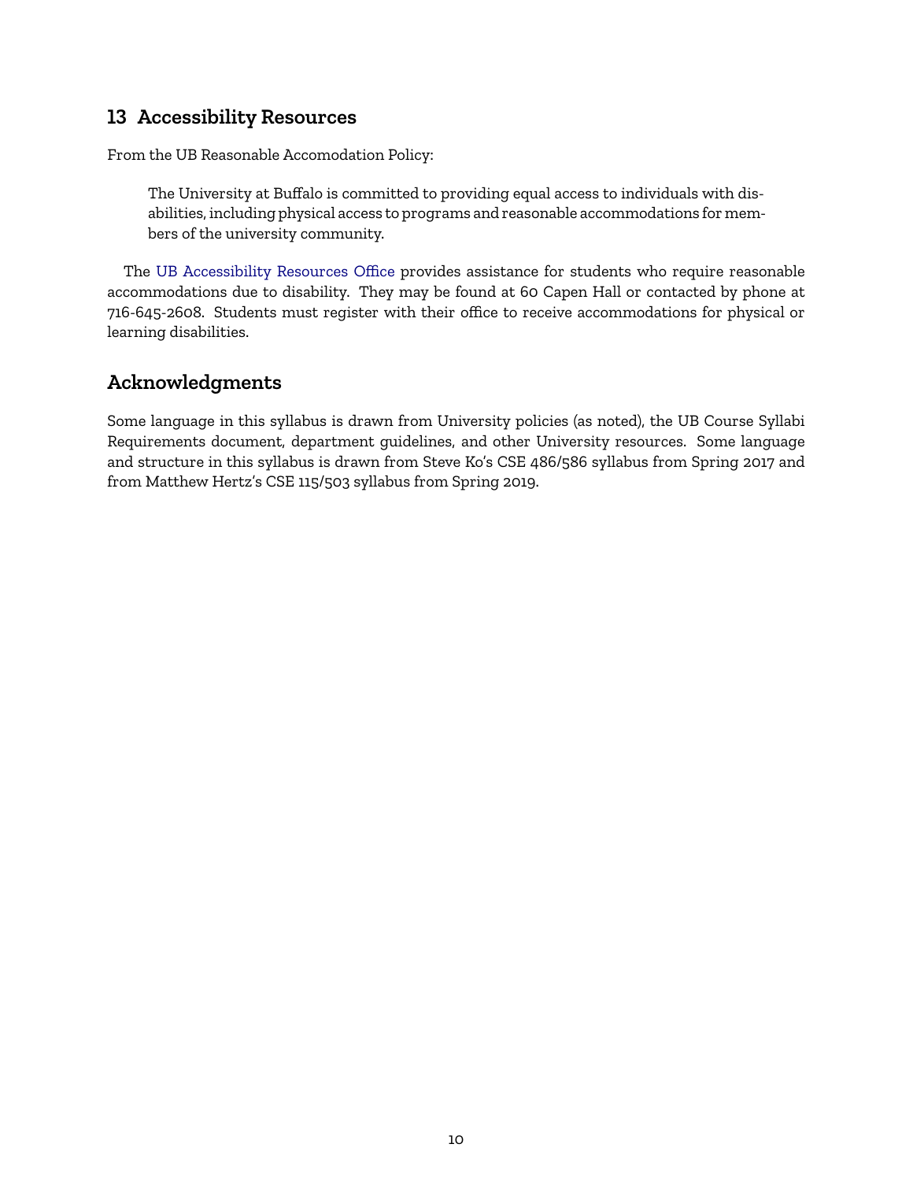## 13 Accessibility Resources

From the UB Reasonable Accomodation Policy:

> The University at Buffalo is committed to providing equal access to individuals with disabilities, including physical access to programs and reasonable accommodations for members of the university community.

The UB Accessibility Resources Office provides assistance for students who require reasonable accommodations due to disability. They may be found at 60 Capen Hall or contacted by phone at 716-645-2608. Students must register with their office to receive accommodations for physical or learning disabilities.

## Acknowledgments

Some language in this syllabus is drawn from University policies (as noted), the UB Course Syllabi Requirements document, department guidelines, and other University resources. Some language and structure in this syllabus is drawn from Steve Ko's CSE 486/586 syllabus from Spring 2017 and from Matthew Hertz's CSE 115/503 syllabus from Spring 2019.